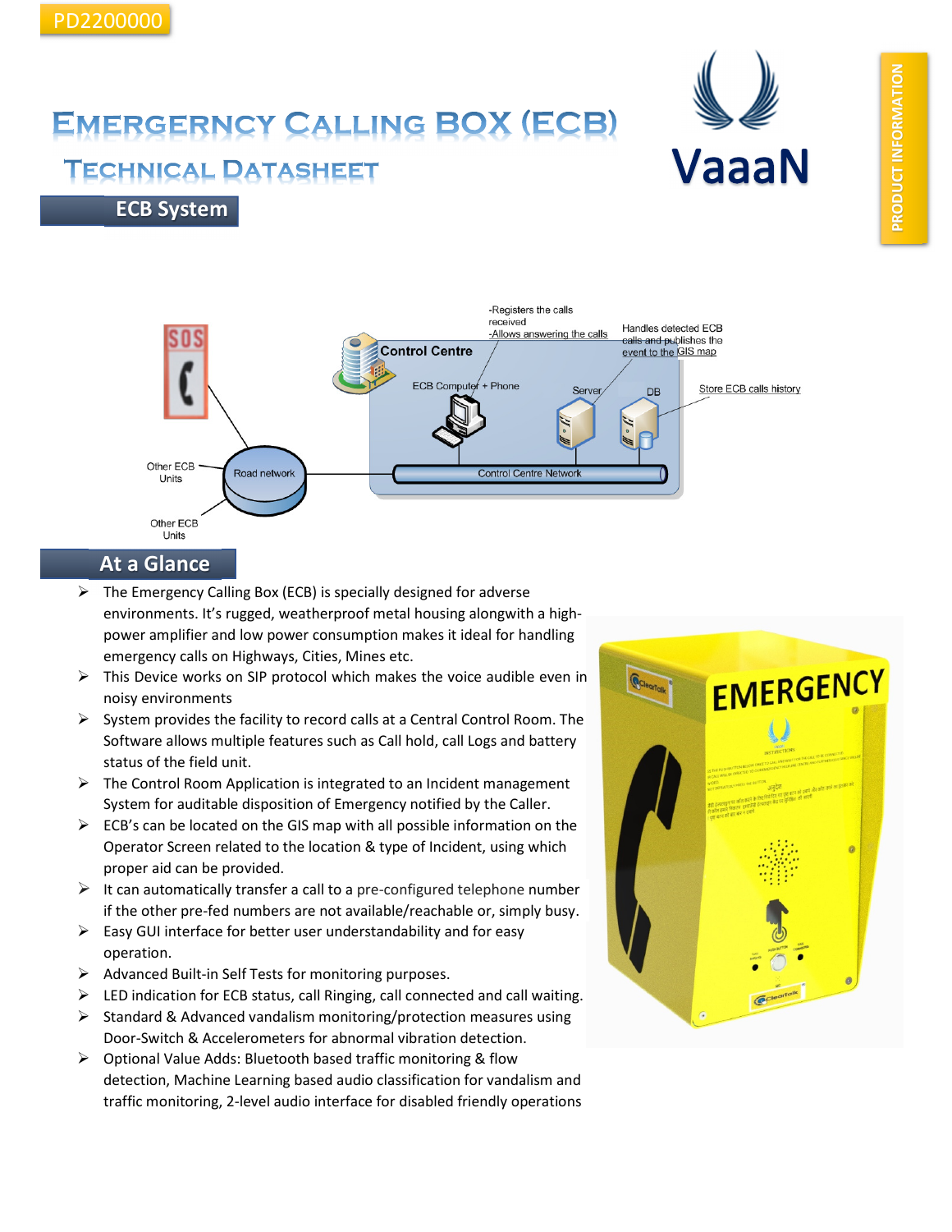PD2200000

# EMERGERNCY CALLING BOX (ECB)

## TECHNICAL DATASHEET

VaaaN

PRODUCT INFORMATION

## ECB System

## At a Glance

- The Emergency Calling Box (ECB) is specially designed for adverse environments. It's rugged, weatherproof metal housing alongwith a high-power amplifier and low power consumption makes it ideal for handling emergency calls on Highways, Cities, Mines etc.
- This Device works on SIP protocol which makes the voice audible even in noisy environments
- System provides the facility to record calls at a Central Control Room. The Software allows multiple features such as Call hold, call Logs and battery status of the field unit.
- The Control Room Application is integrated to an Incident management System for auditable disposition of Emergency notified by the Caller.
- ECB's can be located on the GIS map with all possible information on the Operator Screen related to the location & type of Incident, using which proper aid can be provided.
- It can automatically transfer a call to a pre-configured telephone number if the other pre-fed numbers are not available/reachable or, simply busy.
- Easy GUI interface for better user understandability and for easy operation.
- Advanced Built-in Self Tests for monitoring purposes.
- LED indication for ECB status, call Ringing, call connected and call waiting.
- Standard & Advanced vandalism monitoring/protection measures using Door-Switch & Accelerometers for abnormal vibration detection.
- Optional Value Adds: Bluetooth based traffic monitoring & flow detection, Machine Learning based audio classification for vandalism and traffic monitoring, 2-level audio interface for disabled friendly operations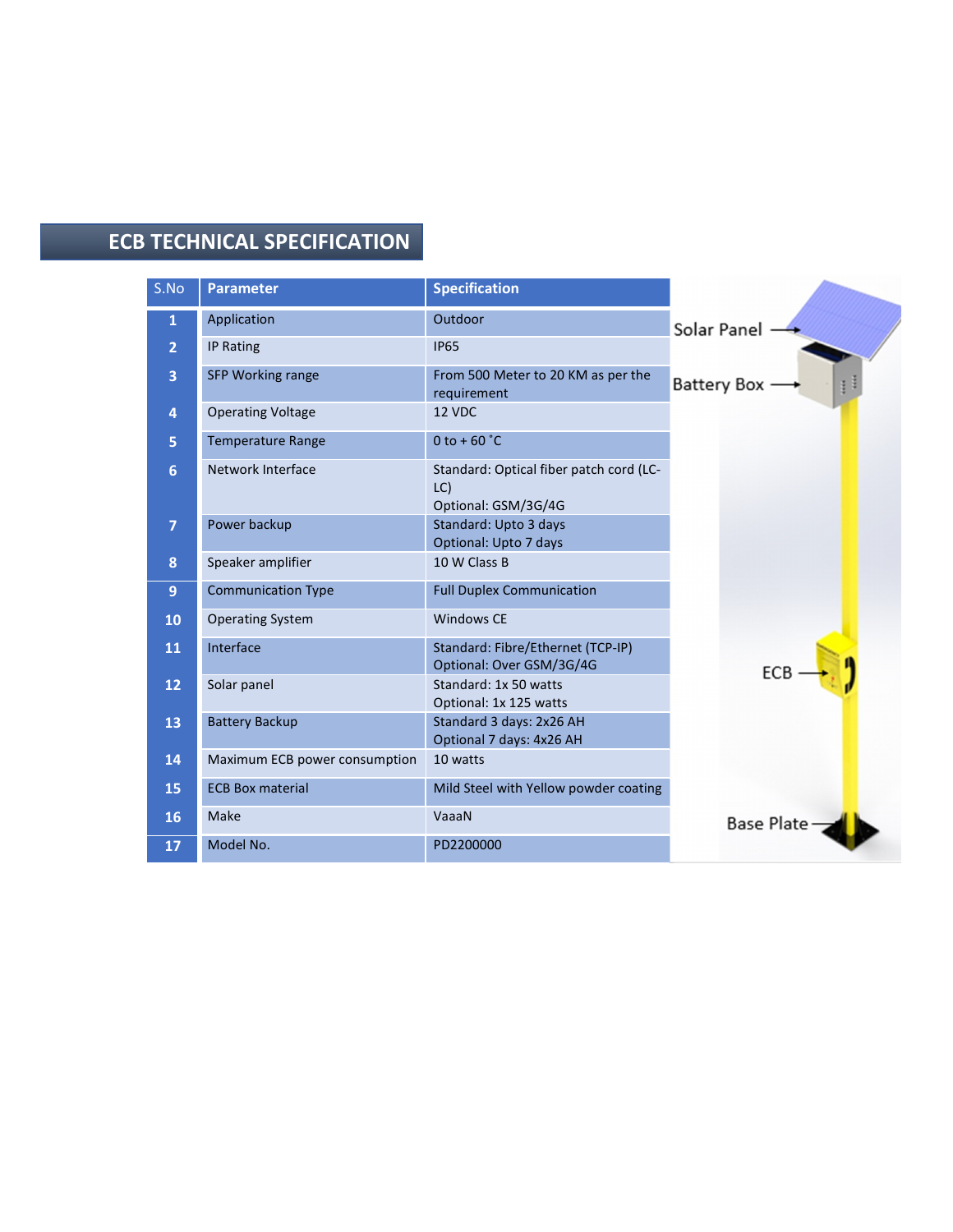# ECB TECHNICAL SPECIFICATION

| S.No | Parameter | Specification |
|---|---|---|
| 1 | Application | Outdoor |
| 2 | IP Rating | IP65 |
| 3 | SFP Working range | From 500 Meter to 20 KM as per the requirement |
| 4 | Operating Voltage | 12 VDC |
| 5 | Temperature Range | 0 to + 60 ˚C |
| 6 | Network Interface | Standard: Optical fiber patch cord (LC-LC)<br>Optional: GSM/3G/4G |
| 7 | Power backup | Standard: Upto 3 days<br>Optional: Upto 7 days |
| 8 | Speaker amplifier | 10 W Class B |
| 9 | Communication Type | Full Duplex Communication |
| 10 | Operating System | Windows CE |
| 11 | Interface | Standard: Fibre/Ethernet (TCP-IP)<br>Optional: Over GSM/3G/4G |
| 12 | Solar panel | Standard: 1x 50 watts<br>Optional: 1x 125 watts |
| 13 | Battery Backup | Standard 3 days: 2x26 AH<br>Optional 7 days: 4x26 AH |
| 14 | Maximum ECB power consumption | 10 watts |
| 15 | ECB Box material | Mild Steel with Yellow powder coating |
| 16 | Make | VaaaN |
| 17 | Model No. | PD2200000 |

Solar Panel

Battery Box

ECB

Base Plate